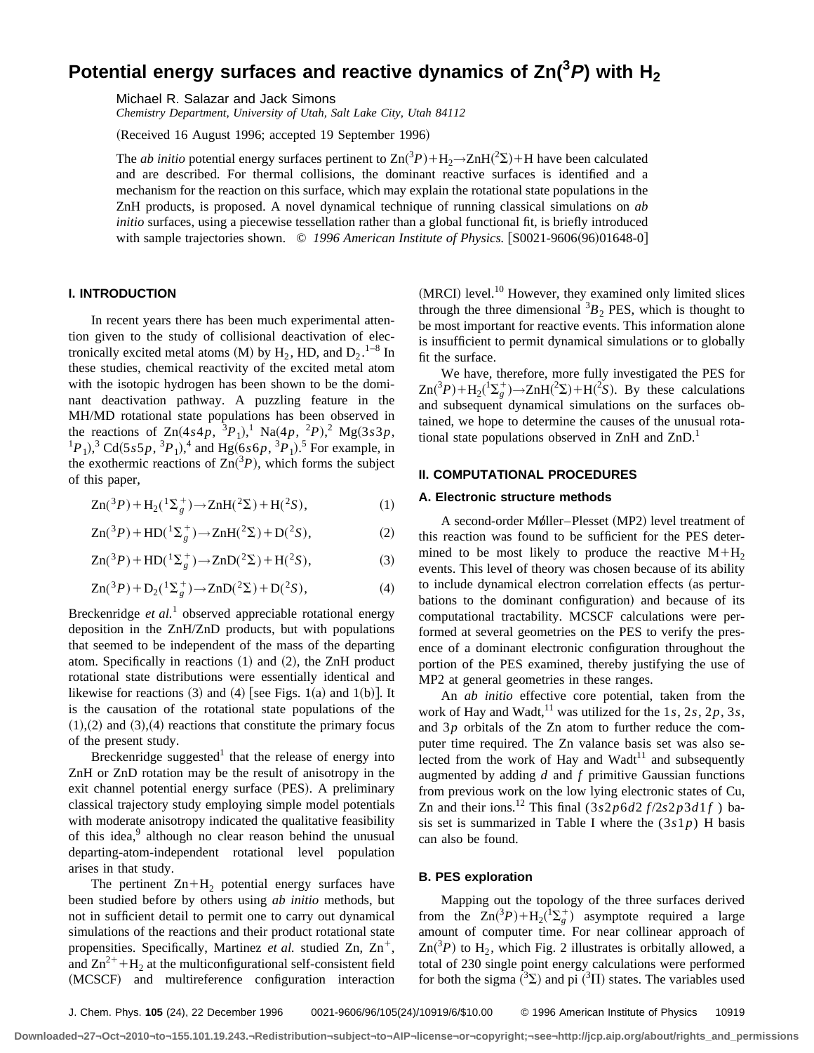# Potential energy surfaces and reactive dynamics of Zn($^3P$) with $H_2$

Michael R. Salazar and Jack Simons

*Chemistry Department, University of Utah, Salt Lake City, Utah 84112*

(Received 16 August 1996; accepted 19 September 1996)

The *ab initio* potential energy surfaces pertinent to Zn($^3P$)+$H_2$→ZnH($^2\Sigma$)+H have been calculated and are described. For thermal collisions, the dominant reactive surfaces is identified and a mechanism for the reaction on this surface, which may explain the rotational state populations in the ZnH products, is proposed. A novel dynamical technique of running classical simulations on *ab initio* surfaces, using a piecewise tessellation rather than a global functional fit, is briefly introduced with sample trajectories shown. © *1996 American Institute of Physics.* [S0021-9606(96)01648-0]

## I. INTRODUCTION

In recent years there has been much experimental attention given to the study of collisional deactivation of electronically excited metal atoms (M) by $H_2$, HD, and $D_2$.[1–8] In these studies, chemical reactivity of the excited metal atom with the isotopic hydrogen has been shown to be the dominant deactivation pathway. A puzzling feature in the MH/MD rotational state populations has been observed in the reactions of Zn($4s4p$, $^3P_1$),[1] Na($4p$, $^2P$),[2] Mg($3s3p$, $^1P_1$),[3] Cd($5s5p$, $^3P_1$),[4] and Hg($6s6p$, $^3P_1$).[5] For example, in the exothermic reactions of Zn($^3P$), which forms the subject of this paper,

$$\mathrm{Zn}(^3P)+\mathrm{H_2}(^1\Sigma_g^+)\rightarrow \mathrm{ZnH}(^2\Sigma)+\mathrm{H}(^2S), \quad (1)$$

$$\mathrm{Zn}(^3P)+\mathrm{HD}(^1\Sigma_g^+)\rightarrow \mathrm{ZnH}(^2\Sigma)+\mathrm{D}(^2S), \quad (2)$$

$$\mathrm{Zn}(^3P)+\mathrm{HD}(^1\Sigma_g^+)\rightarrow \mathrm{ZnD}(^2\Sigma)+\mathrm{H}(^2S), \quad (3)$$

$$\mathrm{Zn}(^3P)+\mathrm{D_2}(^1\Sigma_g^+)\rightarrow \mathrm{ZnD}(^2\Sigma)+\mathrm{D}(^2S), \quad (4)$$

Breckenridge *et al.*[1] observed appreciable rotational energy deposition in the ZnH/ZnD products, but with populations that seemed to be independent of the mass of the departing atom. Specifically in reactions (1) and (2), the ZnH product rotational state distributions were essentially identical and likewise for reactions (3) and (4) [see Figs. 1(a) and 1(b)]. It is the causation of the rotational state populations of the (1),(2) and (3),(4) reactions that constitute the primary focus of the present study.

Breckenridge suggested[1] that the release of energy into ZnH or ZnD rotation may be the result of anisotropy in the exit channel potential energy surface (PES). A preliminary classical trajectory study employing simple model potentials with moderate anisotropy indicated the qualitative feasibility of this idea,[9] although no clear reason behind the unusual departing-atom-independent rotational level population arises in that study.

The pertinent Zn+$H_2$ potential energy surfaces have been studied before by others using *ab initio* methods, but not in sufficient detail to permit one to carry out dynamical simulations of the reactions and their product rotational state propensities. Specifically, Martinez *et al.* studied Zn, $Zn^+$, and $Zn^{2+}$+$H_2$ at the multiconfigurational self-consistent field (MCSCF) and multireference configuration interaction (MRCI) level.[10] However, they examined only limited slices through the three dimensional $^3B_2$ PES, which is thought to be most important for reactive events. This information alone is insufficient to permit dynamical simulations or to globally fit the surface.

We have, therefore, more fully investigated the PES for Zn($^3P$)+$H_2$($^1\Sigma_g^+$)→ZnH($^2\Sigma$)+H($^2S$). By these calculations and subsequent dynamical simulations on the surfaces obtained, we hope to determine the causes of the unusual rotational state populations observed in ZnH and ZnD.[1]

## II. COMPUTATIONAL PROCEDURES

### A. Electronic structure methods

A second-order Møller–Plesset (MP2) level treatment of this reaction was found to be sufficient for the PES determined to be most likely to produce the reactive M+$H_2$ events. This level of theory was chosen because of its ability to include dynamical electron correlation effects (as perturbations to the dominant configuration) and because of its computational tractability. MCSCF calculations were performed at several geometries on the PES to verify the presence of a dominant electronic configuration throughout the portion of the PES examined, thereby justifying the use of MP2 at general geometries in these ranges.

An *ab initio* effective core potential, taken from the work of Hay and Wadt,[11] was utilized for the $1s$, $2s$, $2p$, $3s$, and $3p$ orbitals of the Zn atom to further reduce the computer time required. The Zn valance basis set was also selected from the work of Hay and Wadt[11] and subsequently augmented by adding $d$ and $f$ primitive Gaussian functions from previous work on the low lying electronic states of Cu, Zn and their ions.[12] This final ($3s2p6d2f/2s2p3d1f$) basis set is summarized in Table I where the ($3s1p$) H basis can also be found.

### B. PES exploration

Mapping out the topology of the three surfaces derived from the Zn($^3P$)+$H_2$($^1\Sigma_g^+$) asymptote required a large amount of computer time. For near collinear approach of Zn($^3P$) to $H_2$, which Fig. 2 illustrates is orbitally allowed, a total of 230 single point energy calculations were performed for both the sigma ($^3\Sigma$) and pi ($^3\Pi$) states. The variables used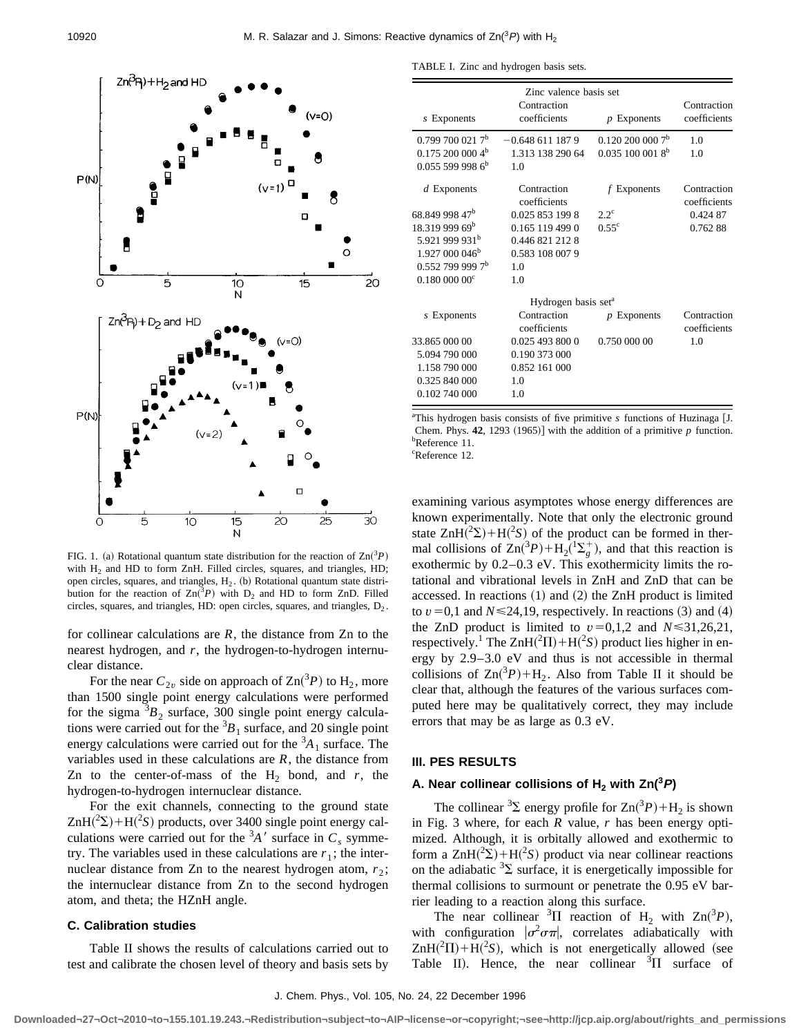FIG. 1. (a) Rotational quantum state distribution for the reaction of $Zn(^3P)$ with $H_2$ and HD to form ZnH. Filled circles, squares, and triangles, HD; open circles, squares, and triangles, $H_2$. (b) Rotational quantum state distribution for the reaction of $Zn(^3P)$ with $D_2$ and HD to form ZnD. Filled circles, squares, and triangles, HD: open circles, squares, and triangles, $D_2$.

for collinear calculations are $R$, the distance from Zn to the nearest hydrogen, and $r$, the hydrogen-to-hydrogen internuclear distance.

For the near $C_{2v}$ side on approach of $Zn(^3P)$ to $H_2$, more than 1500 single point energy calculations were performed for the sigma $^3B_2$ surface, 300 single point energy calculations were carried out for the $^3B_1$ surface, and 20 single point energy calculations were carried out for the $^3A_1$ surface. The variables used in these calculations are $R$, the distance from Zn to the center-of-mass of the $H_2$ bond, and $r$, the hydrogen-to-hydrogen internuclear distance.

For the exit channels, connecting to the ground state $ZnH(^2\Sigma)+H(^2S)$ products, over 3400 single point energy calculations were carried out for the $^3A'$ surface in $C_s$ symmetry. The variables used in these calculations are $r_1$; the internuclear distance from Zn to the nearest hydrogen atom, $r_2$; the internuclear distance from Zn to the second hydrogen atom, and theta; the HZnH angle.

### C. Calibration studies

Table II shows the results of calculations carried out to test and calibrate the chosen level of theory and basis sets by examining various asymptotes whose energy differences are known experimentally. Note that only the electronic ground state $ZnH(^2\Sigma)+H(^2S)$ of the product can be formed in thermal collisions of $Zn(^3P)+H_2(^1\Sigma_g^+)$, and that this reaction is exothermic by 0.2–0.3 eV. This exothermicity limits the rotational and vibrational levels in ZnH and ZnD that can be accessed. In reactions (1) and (2) the ZnH product is limited to $v=0,1$ and $N\leq 24,19$, respectively. In reactions (3) and (4) the ZnD product is limited to $v=0,1,2$ and $N\leq 31,26,21$, respectively.[1] The $ZnH(^2\Pi)+H(^2S)$ product lies higher in energy by 2.9–3.0 eV and thus is not accessible in thermal collisions of $Zn(^3P)+H_2$. Also from Table II it should be clear that, although the features of the various surfaces computed here may be qualitatively correct, they may include errors that may be as large as 0.3 eV.

TABLE I. Zinc and hydrogen basis sets.

| Zinc valence basis set | | | |
|---|---|---|---|
| *s* Exponents | Contraction coefficients | *p* Exponents | Contraction coefficients |
| 0.799 700 021 7[b] | −0.648 611 187 9 | 0.120 200 000 7[b] | 1.0 |
| 0.175 200 000 4[b] | 1.313 138 290 64 | 0.035 100 001 8[b] | 1.0 |
| 0.055 599 998 6[b] | 1.0 | | |
| *d* Exponents | Contraction coefficients | *f* Exponents | Contraction coefficients |
| 68.849 998 47[b] | 0.025 853 199 8 | 2.2[c] | 0.424 87 |
| 18.319 999 69[b] | 0.165 119 499 0 | 0.55[c] | 0.762 88 |
| 5.921 999 931[b] | 0.446 821 212 8 | | |
| 1.927 000 046[b] | 0.583 108 007 9 | | |
| 0.552 799 999 7[b] | 1.0 | | |
| 0.180 000 00[c] | 1.0 | | |
| Hydrogen basis set[a] | | | |
| *s* Exponents | Contraction coefficients | *p* Exponents | Contraction coefficients |
| 33.865 000 00 | 0.025 493 800 0 | 0.750 000 00 | 1.0 |
| 5.094 790 000 | 0.190 373 000 | | |
| 1.158 790 000 | 0.852 161 000 | | |
| 0.325 840 000 | 1.0 | | |
| 0.102 740 000 | 1.0 | | |

[a]This hydrogen basis consists of five primitive *s* functions of Huzinaga [J. Chem. Phys. **42**, 1293 (1965)] with the addition of a primitive *p* function.
[b]Reference 11.
[c]Reference 12.

## III. PES RESULTS

### A. Near collinear collisions of $H_2$ with $Zn(^3P)$

The collinear $^3\Sigma$ energy profile for $Zn(^3P)+H_2$ is shown in Fig. 3 where, for each $R$ value, $r$ has been energy optimized. Although, it is orbitally allowed and exothermic to form a $ZnH(^2\Sigma)+H(^2S)$ product via near collinear reactions on the adiabatic $^3\Sigma$ surface, it is energetically impossible for thermal collisions to surmount or penetrate the 0.95 eV barrier leading to a reaction along this surface.

The near collinear $^3\Pi$ reaction of $H_2$ with $Zn(^3P)$, with configuration $|\sigma^2\sigma\pi|$, correlates adiabatically with $ZnH(^2\Pi)+H(^2S)$, which is not energetically allowed (see Table II). Hence, the near collinear $^3\Pi$ surface of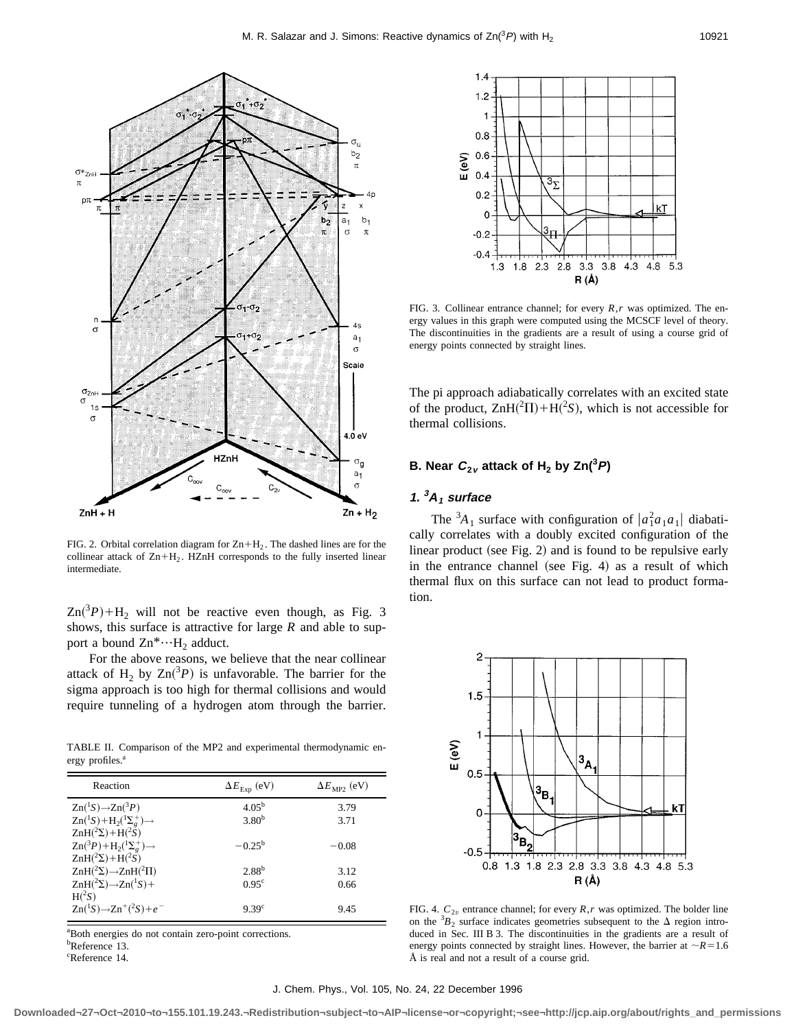FIG. 2. Orbital correlation diagram for $Zn+H_2$. The dashed lines are for the collinear attack of $Zn+H_2$. HZnH corresponds to the fully inserted linear intermediate.

$Zn(^3P)+H_2$ will not be reactive even though, as Fig. 3 shows, this surface is attractive for large $R$ and able to support a bound $Zn^{*}\cdots H_2$ adduct.

For the above reasons, we believe that the near collinear attack of $H_2$ by $Zn(^3P)$ is unfavorable. The barrier for the sigma approach is too high for thermal collisions and would require tunneling of a hydrogen atom through the barrier.

TABLE II. Comparison of the MP2 and experimental thermodynamic energy profiles.[a]

| Reaction | $\Delta E_{\rm Exp}$ (eV) | $\Delta E_{\rm MP2}$ (eV) |
|---|---|---|
| $Zn(^1S)\rightarrow Zn(^3P)$ | 4.05[b] | 3.79 |
| $Zn(^1S)+H_2(^1\Sigma_g^+)\rightarrow ZnH(^2\Sigma)+H(^2S)$ | 3.80[b] | 3.71 |
| $Zn(^3P)+H_2(^1\Sigma_g^+)\rightarrow ZnH(^2\Sigma)+H(^2S)$ | −0.25[b] | −0.08 |
| $ZnH(^2\Sigma)\rightarrow ZnH(^2\Pi)$ | 2.88[b] | 3.12 |
| $ZnH(^2\Sigma)\rightarrow Zn(^1S)+H(^2S)$ | 0.95[c] | 0.66 |
| $Zn(^1S)\rightarrow Zn^+(^2S)+e^-$ | 9.39[c] | 9.45 |

[a]Both energies do not contain zero-point corrections.
[b]Reference 13.
[c]Reference 14.

FIG. 3. Collinear entrance channel; for every $R,r$ was optimized. The energy values in this graph were computed using the MCSCF level of theory. The discontinuities in the gradients are a result of using a course grid of energy points connected by straight lines.

The pi approach adiabatically correlates with an excited state of the product, $ZnH(^2\Pi)+H(^2S)$, which is not accessible for thermal collisions.

## B. Near $C_{2v}$ attack of $H_2$ by $Zn(^3P)$

### 1. $^3A_1$ surface

The $^3A_1$ surface with configuration of $|a_1^2a_1a_1|$ diabatically correlates with a doubly excited configuration of the linear product (see Fig. 2) and is found to be repulsive early in the entrance channel (see Fig. 4) as a result of which thermal flux on this surface can not lead to product formation.

FIG. 4. $C_{2v}$ entrance channel; for every $R,r$ was optimized. The bolder line on the $^3B_2$ surface indicates geometries subsequent to the $\Delta$ region introduced in Sec. III B 3. The discontinuities in the gradients are a result of energy points connected by straight lines. However, the barrier at $\sim R=1.6$ Å is real and not a result of a course grid.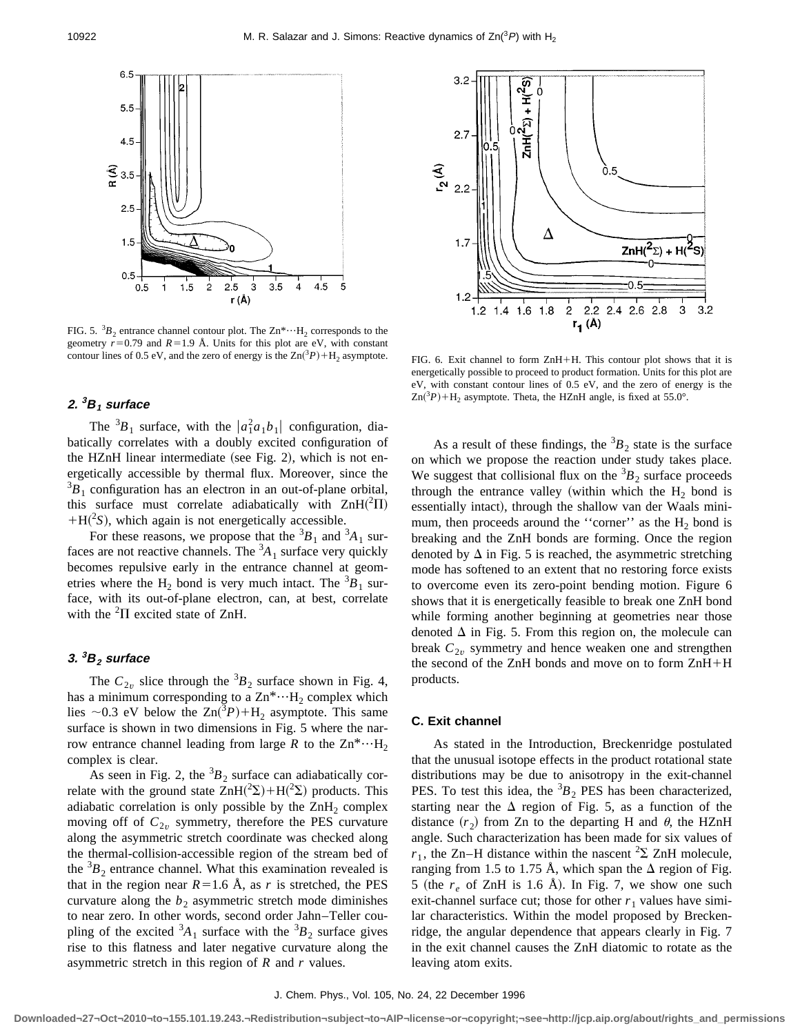FIG. 5. $^3B_2$ entrance channel contour plot. The Zn*···$H_2$ corresponds to the geometry $r=0.79$ and $R=1.9$ Å. Units for this plot are eV, with constant contour lines of 0.5 eV, and the zero of energy is the Zn($^3P$)+$H_2$ asymptote.

FIG. 6. Exit channel to form ZnH+H. This contour plot shows that it is energetically possible to proceed to product formation. Units for this plot are eV, with constant contour lines of 0.5 eV, and the zero of energy is the Zn($^3P$)+$H_2$ asymptote. Theta, the HZnH angle, is fixed at 55.0°.

### 2. $^3B_1$ surface

The $^3B_1$ surface, with the $|a_1^2 a_1 b_1|$ configuration, diabatically correlates with a doubly excited configuration of the HZnH linear intermediate (see Fig. 2), which is not energetically accessible by thermal flux. Moreover, since the $^3B_1$ configuration has an electron in an out-of-plane orbital, this surface must correlate adiabatically with ZnH($^2\Pi$)+H($^2S$), which again is not energetically accessible.

For these reasons, we propose that the $^3B_1$ and $^3A_1$ surfaces are not reactive channels. The $^3A_1$ surface very quickly becomes repulsive early in the entrance channel at geometries where the $H_2$ bond is very much intact. The $^3B_1$ surface, with its out-of-plane electron, can, at best, correlate with the $^2\Pi$ excited state of ZnH.

### 3. $^3B_2$ surface

The $C_{2v}$ slice through the $^3B_2$ surface shown in Fig. 4, has a minimum corresponding to a Zn*···$H_2$ complex which lies ~0.3 eV below the Zn($^3P$)+$H_2$ asymptote. This same surface is shown in two dimensions in Fig. 5 where the narrow entrance channel leading from large $R$ to the Zn*···$H_2$ complex is clear.

As seen in Fig. 2, the $^3B_2$ surface can adiabatically correlate with the ground state ZnH($^2\Sigma$)+H($^2\Sigma$) products. This adiabatic correlation is only possible by the $ZnH_2$ complex moving off of $C_{2v}$ symmetry, therefore the PES curvature along the asymmetric stretch coordinate was checked along the thermal-collision-accessible region of the stream bed of the $^3B_2$ entrance channel. What this examination revealed is that in the region near $R=1.6$ Å, as $r$ is stretched, the PES curvature along the $b_2$ asymmetric stretch mode diminishes to near zero. In other words, second order Jahn–Teller coupling of the excited $^3A_1$ surface with the $^3B_2$ surface gives rise to this flatness and later negative curvature along the asymmetric stretch in this region of $R$ and $r$ values.

As a result of these findings, the $^3B_2$ state is the surface on which we propose the reaction under study takes place. We suggest that collisional flux on the $^3B_2$ surface proceeds through the entrance valley (within which the $H_2$ bond is essentially intact), through the shallow van der Waals minimum, then proceeds around the ''corner'' as the $H_2$ bond is breaking and the ZnH bonds are forming. Once the region denoted by $\Delta$ in Fig. 5 is reached, the asymmetric stretching mode has softened to an extent that no restoring force exists to overcome even its zero-point bending motion. Figure 6 shows that it is energetically feasible to break one ZnH bond while forming another beginning at geometries near those denoted $\Delta$ in Fig. 5. From this region on, the molecule can break $C_{2v}$ symmetry and hence weaken one and strengthen the second of the ZnH bonds and move on to form ZnH+H products.

## C. Exit channel

As stated in the Introduction, Breckenridge postulated that the unusual isotope effects in the product rotational state distributions may be due to anisotropy in the exit-channel PES. To test this idea, the $^3B_2$ PES has been characterized, starting near the $\Delta$ region of Fig. 5, as a function of the distance ($r_2$) from Zn to the departing H and $\theta$, the HZnH angle. Such characterization has been made for six values of $r_1$, the Zn–H distance within the nascent $^2\Sigma$ ZnH molecule, ranging from 1.5 to 1.75 Å, which span the $\Delta$ region of Fig. 5 (the $r_e$ of ZnH is 1.6 Å). In Fig. 7, we show one such exit-channel surface cut; those for other $r_1$ values have similar characteristics. Within the model proposed by Breckenridge, the angular dependence that appears clearly in Fig. 7 in the exit channel causes the ZnH diatomic to rotate as the leaving atom exits.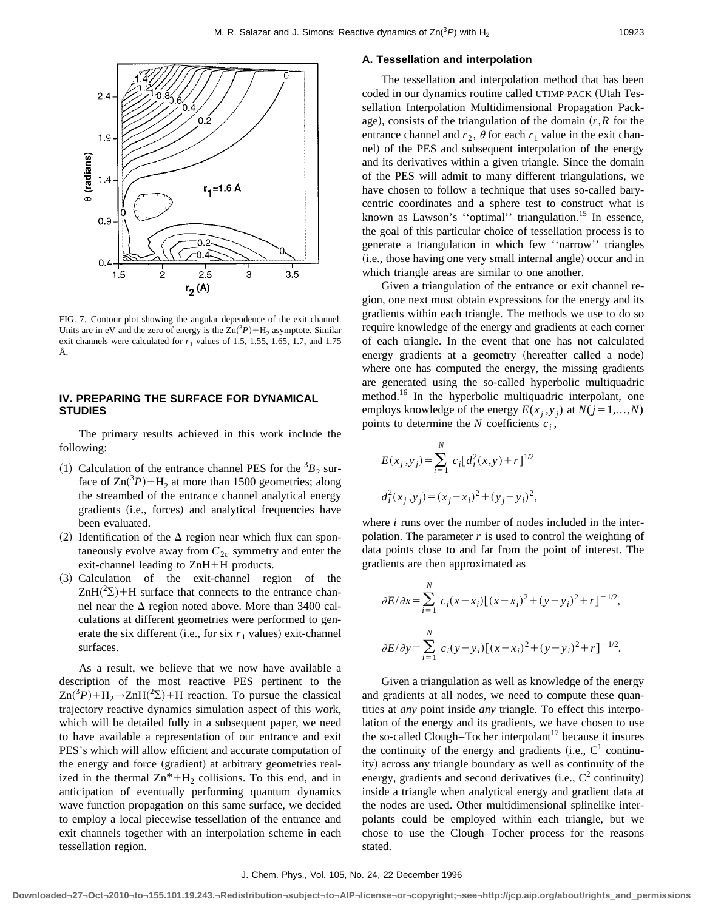FIG. 7. Contour plot showing the angular dependence of the exit channel. Units are in eV and the zero of energy is the $Zn(^3P)+H_2$ asymptote. Similar exit channels were calculated for $r_1$ values of 1.5, 1.55, 1.65, 1.7, and 1.75 Å.

## IV. PREPARING THE SURFACE FOR DYNAMICAL STUDIES

The primary results achieved in this work include the following:

(1) Calculation of the entrance channel PES for the $^3B_2$ surface of $Zn(^3P)+H_2$ at more than 1500 geometries; along the streambed of the entrance channel analytical energy gradients (i.e., forces) and analytical frequencies have been evaluated.

(2) Identification of the $\Delta$ region near which flux can spontaneously evolve away from $C_{2v}$ symmetry and enter the exit-channel leading to ZnH+H products.

(3) Calculation of the exit-channel region of the $ZnH(^2\Sigma)+H$ surface that connects to the entrance channel near the $\Delta$ region noted above. More than 3400 calculations at different geometries were performed to generate the six different (i.e., for six $r_1$ values) exit-channel surfaces.

As a result, we believe that we now have available a description of the most reactive PES pertinent to the $Zn(^3P)+H_2 \rightarrow ZnH(^2\Sigma)+H$ reaction. To pursue the classical trajectory reactive dynamics simulation aspect of this work, which will be detailed fully in a subsequent paper, we need to have available a representation of our entrance and exit PES's which will allow efficient and accurate computation of the energy and force (gradient) at arbitrary geometries realized in the thermal $Zn^*+H_2$ collisions. To this end, and in anticipation of eventually performing quantum dynamics wave function propagation on this same surface, we decided to employ a local piecewise tessellation of the entrance and exit channels together with an interpolation scheme in each tessellation region.

### A. Tessellation and interpolation

The tessellation and interpolation method that has been coded in our dynamics routine called UTIMP-PACK (Utah Tessellation Interpolation Multidimensional Propagation Package), consists of the triangulation of the domain ($r,R$ for the entrance channel and $r_2$, $\theta$ for each $r_1$ value in the exit channel) of the PES and subsequent interpolation of the energy and its derivatives within a given triangle. Since the domain of the PES will admit to many different triangulations, we have chosen to follow a technique that uses so-called barycentric coordinates and a sphere test to construct what is known as Lawson's ''optimal'' triangulation.[15] In essence, the goal of this particular choice of tessellation process is to generate a triangulation in which few ''narrow'' triangles (i.e., those having one very small internal angle) occur and in which triangle areas are similar to one another.

Given a triangulation of the entrance or exit channel region, one next must obtain expressions for the energy and its gradients within each triangle. The methods we use to do so require knowledge of the energy and gradients at each corner of each triangle. In the event that one has not calculated energy gradients at a geometry (hereafter called a node) where one has computed the energy, the missing gradients are generated using the so-called hyperbolic multiquadric method.[16] In the hyperbolic multiquadric interpolant, one employs knowledge of the energy $E(x_j,y_j)$ at $N(j=1,\ldots,N)$ points to determine the $N$ coefficients $c_i$,

$$E(x_j,y_j)=\sum_{i=1}^{N} c_i[d_i^2(x,y)+r]^{1/2}$$

$$d_i^2(x_j,y_j)=(x_j-x_i)^2+(y_j-y_i)^2,$$

where $i$ runs over the number of nodes included in the interpolation. The parameter $r$ is used to control the weighting of data points close to and far from the point of interest. The gradients are then approximated as

$$\partial E/\partial x=\sum_{i=1}^{N} c_i(x-x_i)[(x-x_i)^2+(y-y_i)^2+r]^{-1/2},$$

$$\partial E/\partial y=\sum_{i=1}^{N} c_i(y-y_i)[(x-x_i)^2+(y-y_i)^2+r]^{-1/2}.$$

Given a triangulation as well as knowledge of the energy and gradients at all nodes, we need to compute these quantities at *any* point inside *any* triangle. To effect this interpolation of the energy and its gradients, we have chosen to use the so-called Clough–Tocher interpolant[17] because it insures the continuity of the energy and gradients (i.e., $C^1$ continuity) across any triangle boundary as well as continuity of the energy, gradients and second derivatives (i.e., $C^2$ continuity) inside a triangle when analytical energy and gradient data at the nodes are used. Other multidimensional splinelike interpolants could be employed within each triangle, but we chose to use the Clough–Tocher process for the reasons stated.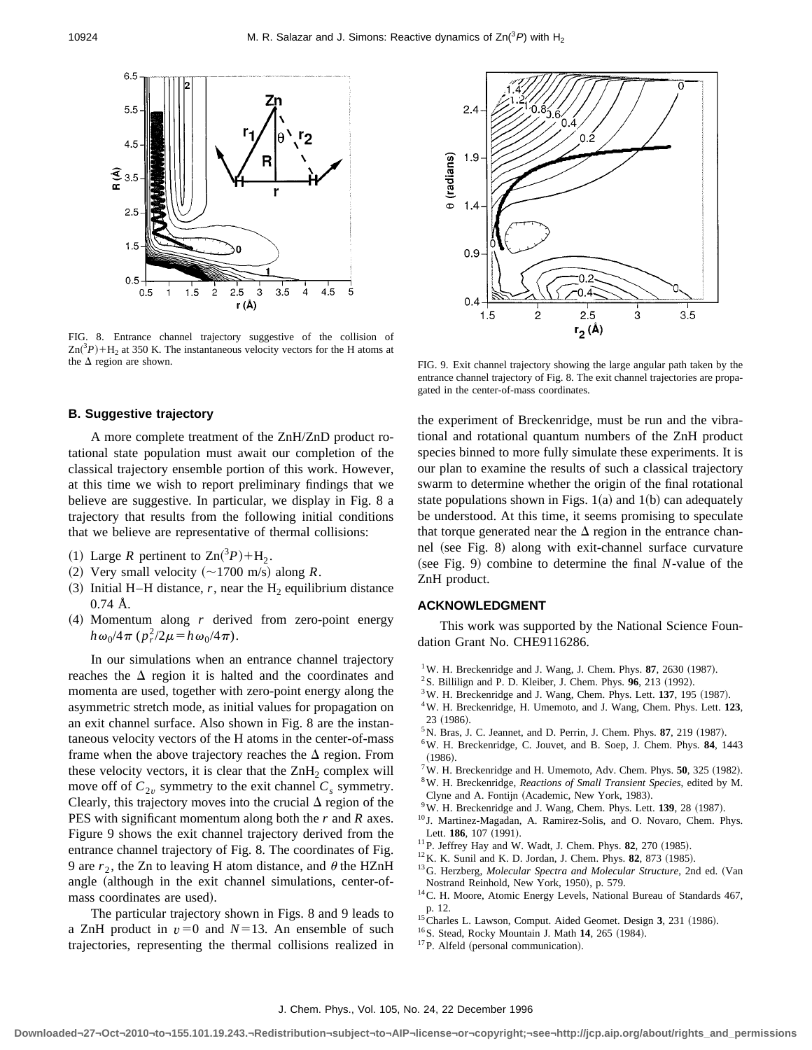FIG. 8. Entrance channel trajectory suggestive of the collision of $Zn(^3P)+H_2$ at 350 K. The instantaneous velocity vectors for the H atoms at the Δ region are shown.

FIG. 9. Exit channel trajectory showing the large angular path taken by the entrance channel trajectory of Fig. 8. The exit channel trajectories are propagated in the center-of-mass coordinates.

### B. Suggestive trajectory

A more complete treatment of the ZnH/ZnD product rotational state population must await our completion of the classical trajectory ensemble portion of this work. However, at this time we wish to report preliminary findings that we believe are suggestive. In particular, we display in Fig. 8 a trajectory that results from the following initial conditions that we believe are representative of thermal collisions:

(1) Large $R$ pertinent to $Zn(^3P)+H_2$.
(2) Very small velocity (~1700 m/s) along $R$.
(3) Initial H–H distance, $r$, near the $H_2$ equilibrium distance 0.74 Å.
(4) Momentum along $r$ derived from zero-point energy $h\omega_0/4\pi$ ($p_r^2/2\mu = h\omega_0/4\pi$).

In our simulations when an entrance channel trajectory reaches the Δ region it is halted and the coordinates and momenta are used, together with zero-point energy along the asymmetric stretch mode, as initial values for propagation on an exit channel surface. Also shown in Fig. 8 are the instantaneous velocity vectors of the H atoms in the center-of-mass frame when the above trajectory reaches the Δ region. From these velocity vectors, it is clear that the $ZnH_2$ complex will move off of $C_{2v}$ symmetry to the exit channel $C_s$ symmetry. Clearly, this trajectory moves into the crucial Δ region of the PES with significant momentum along both the $r$ and $R$ axes. Figure 9 shows the exit channel trajectory derived from the entrance channel trajectory of Fig. 8. The coordinates of Fig. 9 are $r_2$, the Zn to leaving H atom distance, and $\theta$ the HZnH angle (although in the exit channel simulations, center-of-mass coordinates are used).

The particular trajectory shown in Figs. 8 and 9 leads to a ZnH product in $v=0$ and $N=13$. An ensemble of such trajectories, representing the thermal collisions realized in the experiment of Breckenridge, must be run and the vibrational and rotational quantum numbers of the ZnH product species binned to more fully simulate these experiments. It is our plan to examine the results of such a classical trajectory swarm to determine whether the origin of the final rotational state populations shown in Figs. 1(a) and 1(b) can adequately be understood. At this time, it seems promising to speculate that torque generated near the Δ region in the entrance channel (see Fig. 8) along with exit-channel surface curvature (see Fig. 9) combine to determine the final $N$-value of the ZnH product.

### ACKNOWLEDGMENT

This work was supported by the National Science Foundation Grant No. CHE9116286.

[1] W. H. Breckenridge and J. Wang, J. Chem. Phys. **87**, 2630 (1987).
[2] S. Bililign and P. D. Kleiber, J. Chem. Phys. **96**, 213 (1992).
[3] W. H. Breckenridge and J. Wang, Chem. Phys. Lett. **137**, 195 (1987).
[4] W. H. Breckenridge, H. Umemoto, and J. Wang, Chem. Phys. Lett. **123**, 23 (1986).
[5] N. Bras, J. C. Jeannet, and D. Perrin, J. Chem. Phys. **87**, 219 (1987).
[6] W. H. Breckenridge, C. Jouvet, and B. Soep, J. Chem. Phys. **84**, 1443 (1986).
[7] W. H. Breckenridge and H. Umemoto, Adv. Chem. Phys. **50**, 325 (1982).
[8] W. H. Breckenridge, *Reactions of Small Transient Species*, edited by M. Clyne and A. Fontijn (Academic, New York, 1983).
[9] W. H. Breckenridge and J. Wang, Chem. Phys. Lett. **139**, 28 (1987).
[10] J. Martinez-Magadan, A. Ramirez-Solis, and O. Novaro, Chem. Phys. Lett. **186**, 107 (1991).
[11] P. Jeffrey Hay and W. Wadt, J. Chem. Phys. **82**, 270 (1985).
[12] K. K. Sunil and K. D. Jordan, J. Chem. Phys. **82**, 873 (1985).
[13] G. Herzberg, *Molecular Spectra and Molecular Structure*, 2nd ed. (Van Nostrand Reinhold, New York, 1950), p. 579.
[14] C. H. Moore, Atomic Energy Levels, National Bureau of Standards 467, p. 12.
[15] Charles L. Lawson, Comput. Aided Geomet. Design **3**, 231 (1986).
[16] S. Stead, Rocky Mountain J. Math **14**, 265 (1984).
[17] P. Alfeld (personal communication).